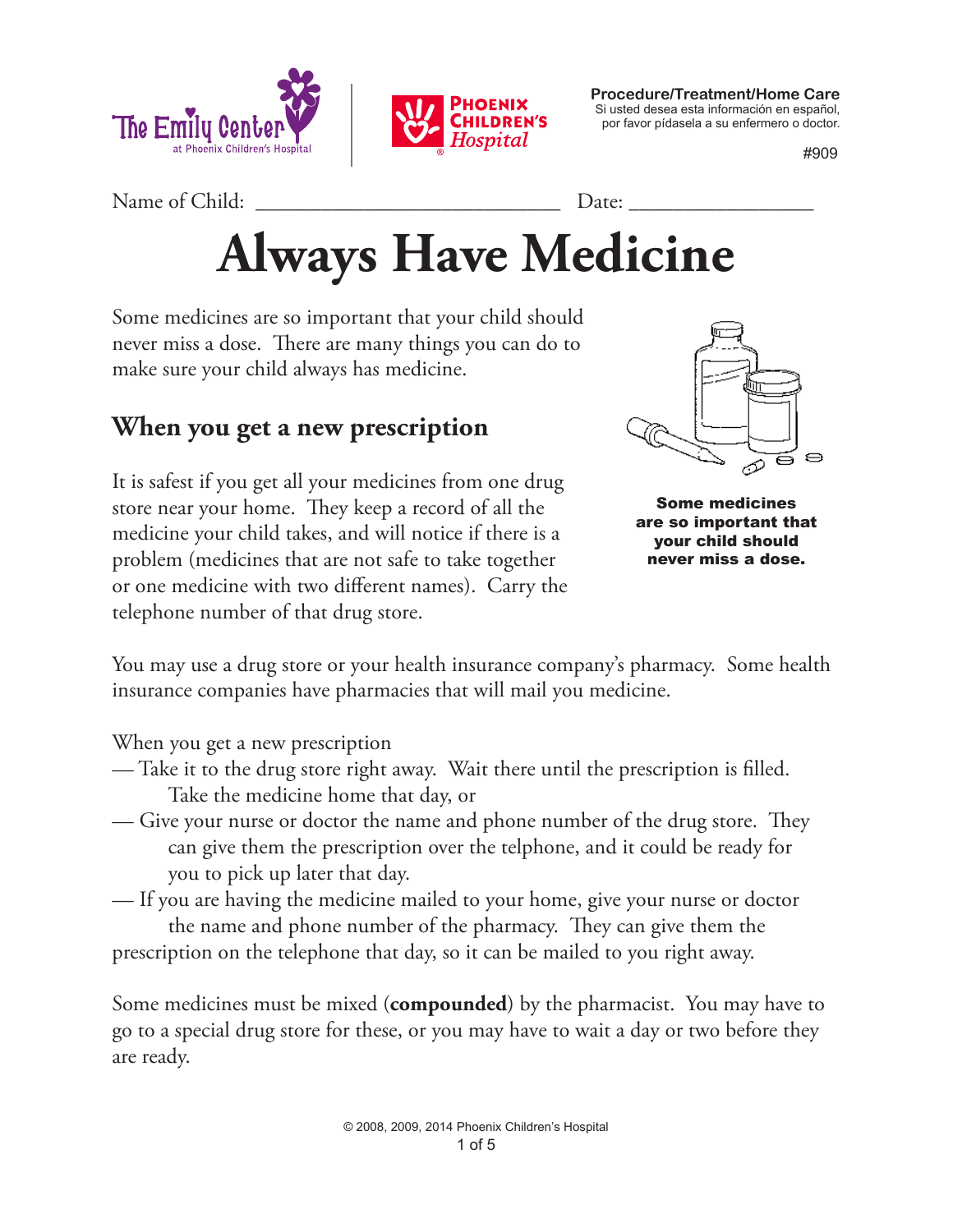Procedure/Treatment/Home Care
Si usted desea esta información en español, por favor pídasela a su enfermero o doctor.

#909

Name of Child: ____________________________ Date: _________________

# Always Have Medicine

Some medicines are so important that your child should never miss a dose. There are many things you can do to make sure your child always has medicine.

**Some medicines are so important that your child should never miss a dose.**

## When you get a new prescription

It is safest if you get all your medicines from one drug store near your home. They keep a record of all the medicine your child takes, and will notice if there is a problem (medicines that are not safe to take together or one medicine with two different names). Carry the telephone number of that drug store.

You may use a drug store or your health insurance company's pharmacy. Some health insurance companies have pharmacies that will mail you medicine.

When you get a new prescription

— Take it to the drug store right away. Wait there until the prescription is filled. Take the medicine home that day, or

— Give your nurse or doctor the name and phone number of the drug store. They can give them the prescription over the telphone, and it could be ready for you to pick up later that day.

— If you are having the medicine mailed to your home, give your nurse or doctor the name and phone number of the pharmacy. They can give them the prescription on the telephone that day, so it can be mailed to you right away.

Some medicines must be mixed (**compounded**) by the pharmacist. You may have to go to a special drug store for these, or you may have to wait a day or two before they are ready.

© 2008, 2009, 2014 Phoenix Children's Hospital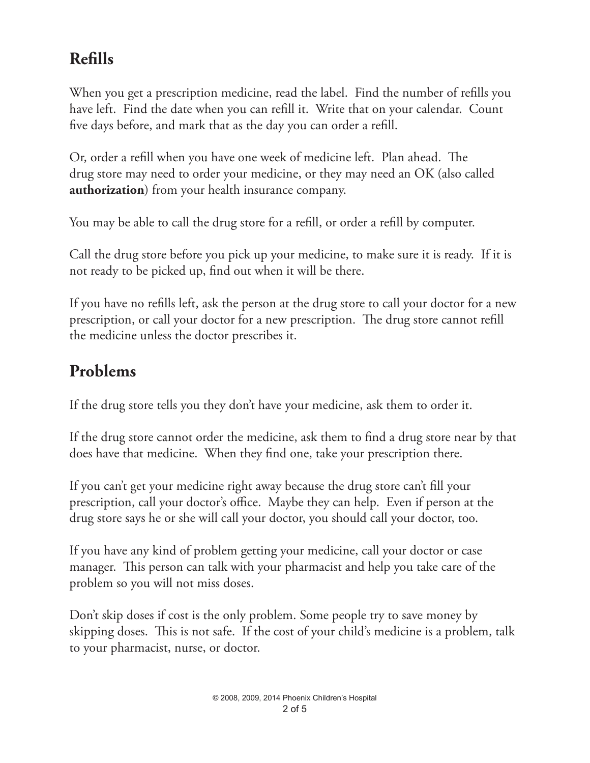## Refills

When you get a prescription medicine, read the label. Find the number of refills you have left. Find the date when you can refill it. Write that on your calendar. Count five days before, and mark that as the day you can order a refill.

Or, order a refill when you have one week of medicine left. Plan ahead. The drug store may need to order your medicine, or they may need an OK (also called **authorization**) from your health insurance company.

You may be able to call the drug store for a refill, or order a refill by computer.

Call the drug store before you pick up your medicine, to make sure it is ready. If it is not ready to be picked up, find out when it will be there.

If you have no refills left, ask the person at the drug store to call your doctor for a new prescription, or call your doctor for a new prescription. The drug store cannot refill the medicine unless the doctor prescribes it.

## Problems

If the drug store tells you they don't have your medicine, ask them to order it.

If the drug store cannot order the medicine, ask them to find a drug store near by that does have that medicine. When they find one, take your prescription there.

If you can't get your medicine right away because the drug store can't fill your prescription, call your doctor's office. Maybe they can help. Even if person at the drug store says he or she will call your doctor, you should call your doctor, too.

If you have any kind of problem getting your medicine, call your doctor or case manager. This person can talk with your pharmacist and help you take care of the problem so you will not miss doses.

Don't skip doses if cost is the only problem. Some people try to save money by skipping doses. This is not safe. If the cost of your child's medicine is a problem, talk to your pharmacist, nurse, or doctor.

© 2008, 2009, 2014 Phoenix Children's Hospital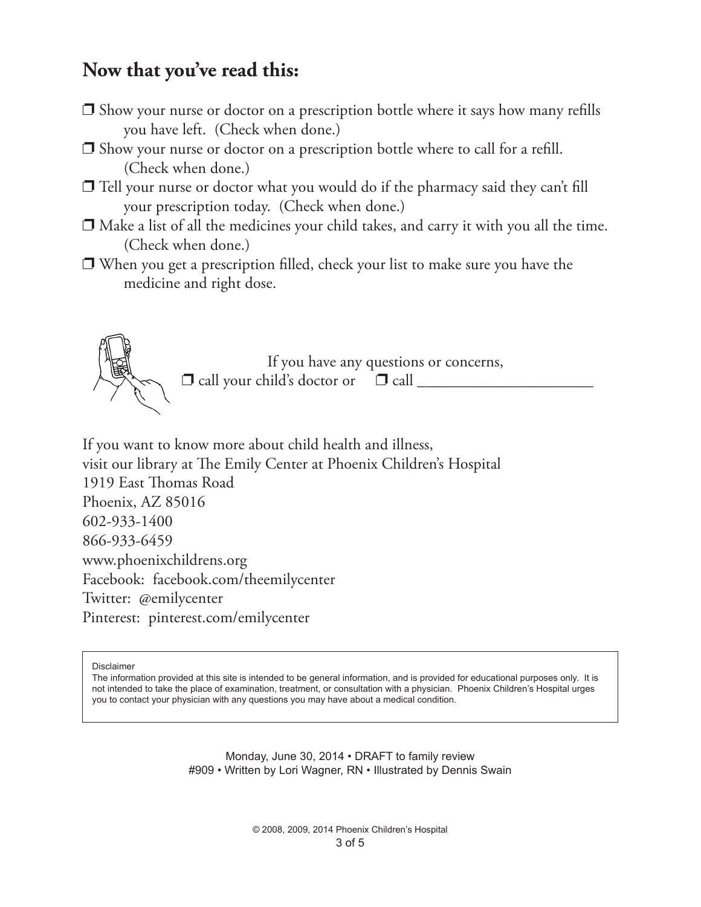## Now that you've read this:

- ❒ Show your nurse or doctor on a prescription bottle where it says how many refills you have left. (Check when done.)
- ❒ Show your nurse or doctor on a prescription bottle where to call for a refill. (Check when done.)
- ❒ Tell your nurse or doctor what you would do if the pharmacy said they can't fill your prescription today. (Check when done.)
- ❒ Make a list of all the medicines your child takes, and carry it with you all the time. (Check when done.)
- ❒ When you get a prescription filled, check your list to make sure you have the medicine and right dose.

If you have any questions or concerns,
❒ call your child's doctor or ❒ call _______________________

If you want to know more about child health and illness,
visit our library at The Emily Center at Phoenix Children's Hospital
1919 East Thomas Road
Phoenix, AZ 85016
602-933-1400
866-933-6459
www.phoenixchildrens.org
Facebook: facebook.com/theemilycenter
Twitter: @emilycenter
Pinterest: pinterest.com/emilycenter

Disclaimer
The information provided at this site is intended to be general information, and is provided for educational purposes only. It is not intended to take the place of examination, treatment, or consultation with a physician. Phoenix Children's Hospital urges you to contact your physician with any questions you may have about a medical condition.

Monday, June 30, 2014 • DRAFT to family review
#909 • Written by Lori Wagner, RN • Illustrated by Dennis Swain

© 2008, 2009, 2014 Phoenix Children's Hospital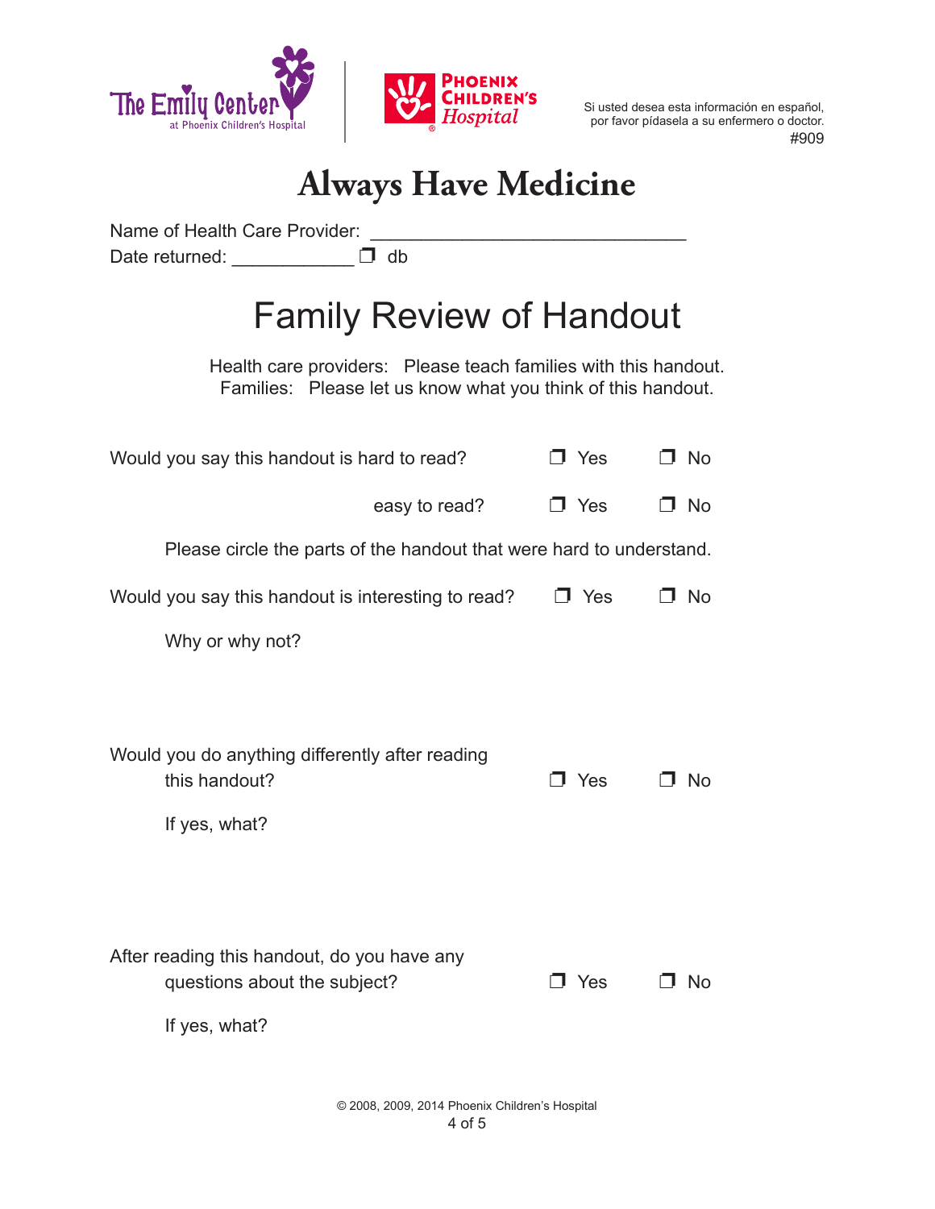The Emily Center at Phoenix Children's Hospital

Phoenix Children's Hospital

Si usted desea esta información en español, por favor pídasela a su enfermero o doctor.
#909

# Always Have Medicine

Name of Health Care Provider: ______________________________

Date returned: ____________ ❒ db

## Family Review of Handout

Health care providers: Please teach families with this handout.
Families: Please let us know what you think of this handout.

Would you say this handout is hard to read? ❒ Yes ❒ No

easy to read? ❒ Yes ❒ No

Please circle the parts of the handout that were hard to understand.

Would you say this handout is interesting to read? ❒ Yes ❒ No

Why or why not?

Would you do anything differently after reading this handout? ❒ Yes ❒ No

If yes, what?

After reading this handout, do you have any questions about the subject? ❒ Yes ❒ No

If yes, what?

© 2008, 2009, 2014 Phoenix Children's Hospital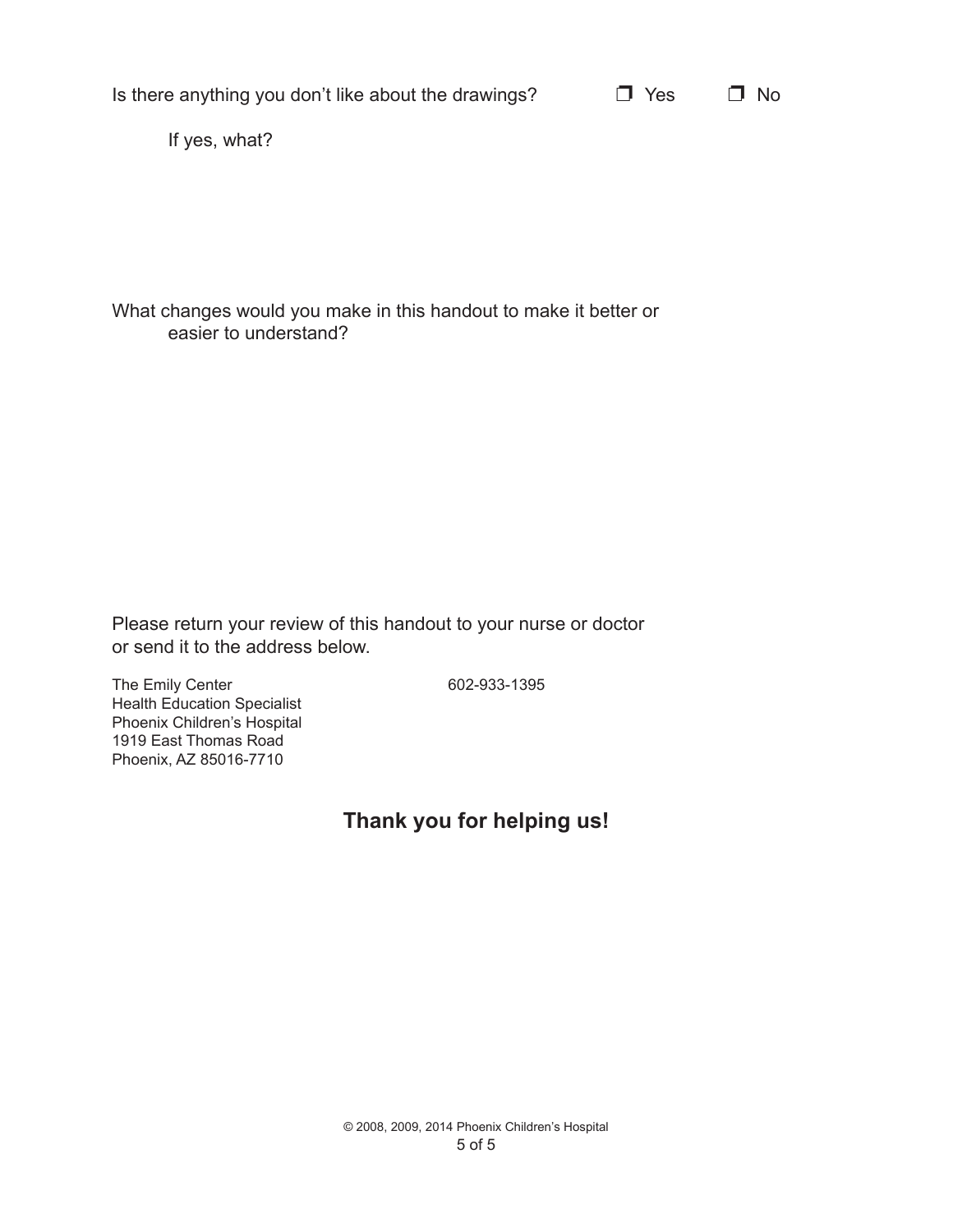Is there anything you don't like about the drawings? ❒ Yes ❒ No

If yes, what?

What changes would you make in this handout to make it better or easier to understand?

Please return your review of this handout to your nurse or doctor or send it to the address below.

The Emily Center
Health Education Specialist
Phoenix Children's Hospital
1919 East Thomas Road
Phoenix, AZ 85016-7710

602-933-1395

**Thank you for helping us!**

© 2008, 2009, 2014 Phoenix Children's Hospital